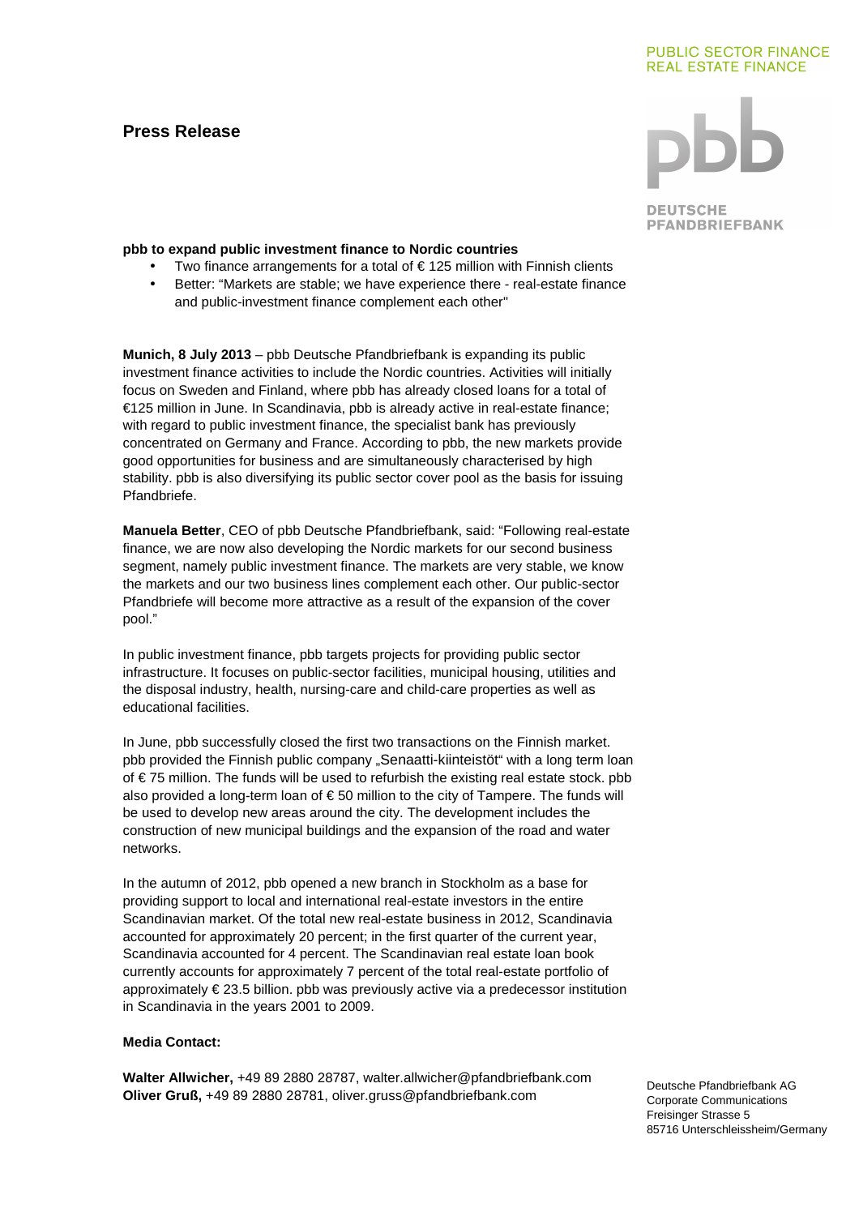PUBLIC SECTOR FINANCE
REAL ESTATE FINANCE

DEUTSCHE PFANDBRIEFBANK

# Press Release

**pbb to expand public investment finance to Nordic countries**

- Two finance arrangements for a total of € 125 million with Finnish clients
- Better: "Markets are stable; we have experience there - real-estate finance and public-investment finance complement each other"

**Munich, 8 July 2013** – pbb Deutsche Pfandbriefbank is expanding its public investment finance activities to include the Nordic countries. Activities will initially focus on Sweden and Finland, where pbb has already closed loans for a total of €125 million in June. In Scandinavia, pbb is already active in real-estate finance; with regard to public investment finance, the specialist bank has previously concentrated on Germany and France. According to pbb, the new markets provide good opportunities for business and are simultaneously characterised by high stability. pbb is also diversifying its public sector cover pool as the basis for issuing Pfandbriefe.

**Manuela Better**, CEO of pbb Deutsche Pfandbriefbank, said: "Following real-estate finance, we are now also developing the Nordic markets for our second business segment, namely public investment finance. The markets are very stable, we know the markets and our two business lines complement each other. Our public-sector Pfandbriefe will become more attractive as a result of the expansion of the cover pool."

In public investment finance, pbb targets projects for providing public sector infrastructure. It focuses on public-sector facilities, municipal housing, utilities and the disposal industry, health, nursing-care and child-care properties as well as educational facilities.

In June, pbb successfully closed the first two transactions on the Finnish market. pbb provided the Finnish public company „Senaatti-kiinteistöt" with a long term loan of € 75 million. The funds will be used to refurbish the existing real estate stock. pbb also provided a long-term loan of € 50 million to the city of Tampere. The funds will be used to develop new areas around the city. The development includes the construction of new municipal buildings and the expansion of the road and water networks.

In the autumn of 2012, pbb opened a new branch in Stockholm as a base for providing support to local and international real-estate investors in the entire Scandinavian market. Of the total new real-estate business in 2012, Scandinavia accounted for approximately 20 percent; in the first quarter of the current year, Scandinavia accounted for 4 percent. The Scandinavian real estate loan book currently accounts for approximately 7 percent of the total real-estate portfolio of approximately € 23.5 billion. pbb was previously active via a predecessor institution in Scandinavia in the years 2001 to 2009.

**Media Contact:**

**Walter Allwicher,** +49 89 2880 28787, walter.allwicher@pfandbriefbank.com
**Oliver Gruß,** +49 89 2880 28781, oliver.gruss@pfandbriefbank.com

Deutsche Pfandbriefbank AG
Corporate Communications
Freisinger Strasse 5
85716 Unterschleissheim/Germany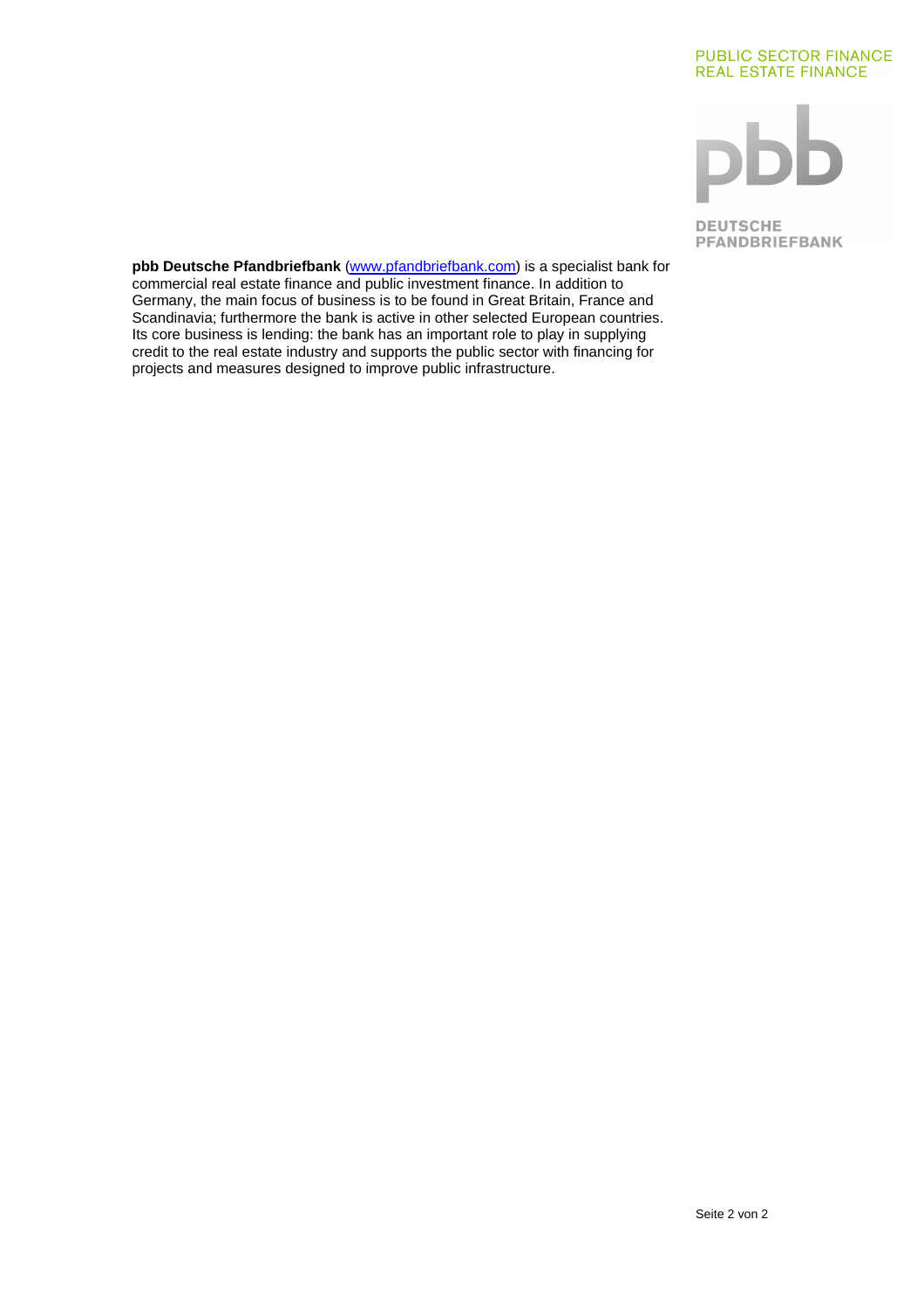**pbb Deutsche Pfandbriefbank** (www.pfandbriefbank.com) is a specialist bank for commercial real estate finance and public investment finance. In addition to Germany, the main focus of business is to be found in Great Britain, France and Scandinavia; furthermore the bank is active in other selected European countries. Its core business is lending: the bank has an important role to play in supplying credit to the real estate industry and supports the public sector with financing for projects and measures designed to improve public infrastructure.